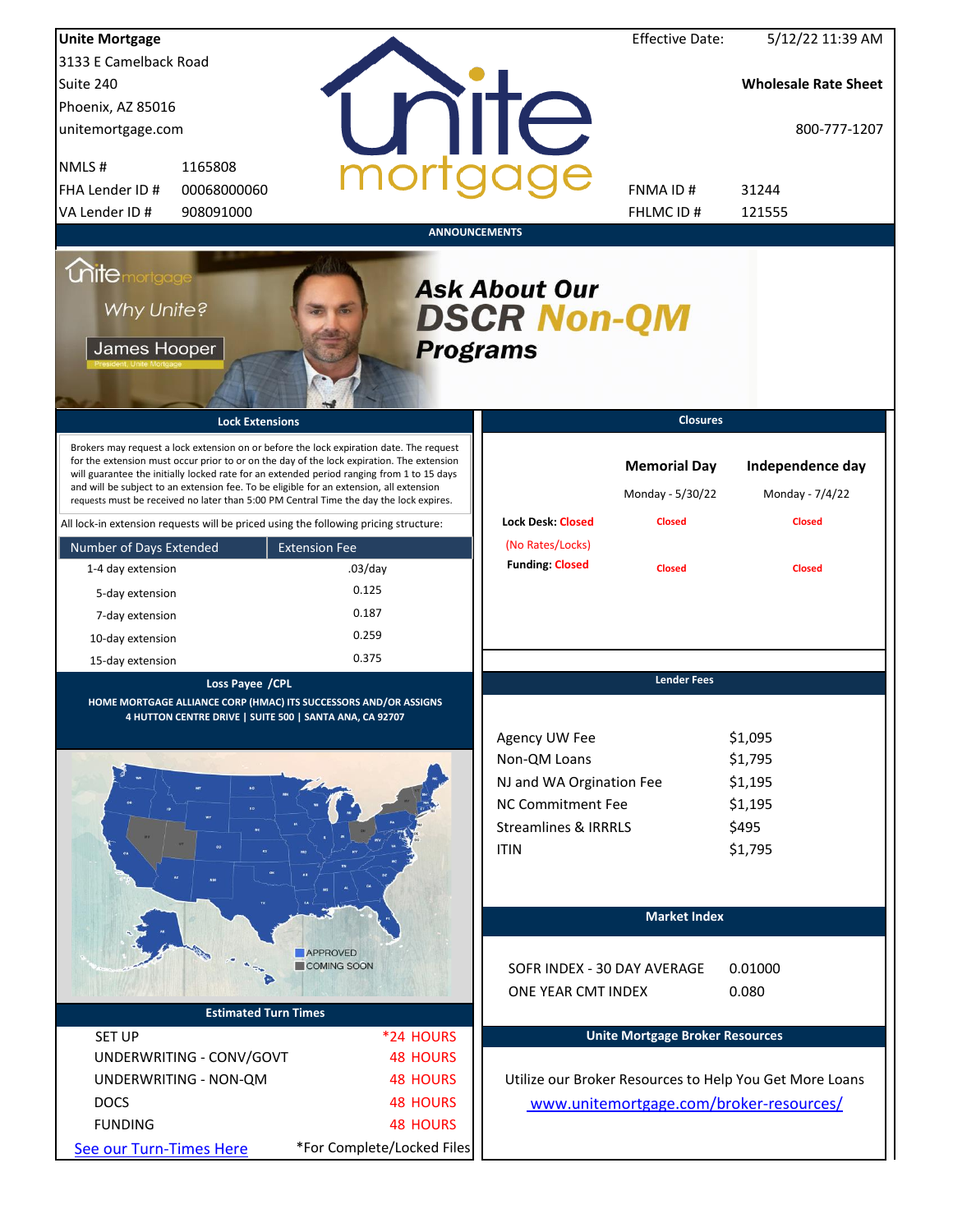**Unite Mortgage**
3133 E Camelback Road
Suite 240
Phoenix, AZ 85016
unitemortgage.com

| | |
|---|---|
| NMLS # | 1165808 |
| FHA Lender ID # | 00068000060 |
| VA Lender ID # | 908091000 |

Effective Date: 5/12/22 11:39 AM

**Wholesale Rate Sheet**

800-777-1207

| | |
|---|---|
| FNMA ID # | 31244 |
| FHLMC ID # | 121555 |

## ANNOUNCEMENTS

Why Unite? James Hooper, President, Unite Mortgage

***Ask About Our DSCR Non-QM Programs***

## Lock Extensions

Brokers may request a lock extension on or before the lock expiration date. The request for the extension must occur prior to or on the day of the lock expiration. The extension will guarantee the initially locked rate for an extended period ranging from 1 to 15 days and will be subject to an extension fee. To be eligible for an extension, all extension requests must be received no later than 5:00 PM Central Time the day the lock expires.

All lock-in extension requests will be priced using the following pricing structure:

| Number of Days Extended | Extension Fee |
|---|---|
| 1-4 day extension | .03/day |
| 5-day extension | 0.125 |
| 7-day extension | 0.187 |
| 10-day extension | 0.259 |
| 15-day extension | 0.375 |

## Closures

| | Memorial Day | Independence day |
|---|---|---|
| | Monday - 5/30/22 | Monday - 7/4/22 |
| Lock Desk: Closed (No Rates/Locks) | Closed | Closed |
| Funding: Closed | Closed | Closed |

## Loss Payee /CPL

HOME MORTGAGE ALLIANCE CORP (HMAC) ITS SUCCESSORS AND/OR ASSIGNS
4 HUTTON CENTRE DRIVE | SUITE 500 | SANTA ANA, CA 92707

APPROVED
COMING SOON

## Lender Fees

| | |
|---|---|
| Agency UW Fee | $1,095 |
| Non-QM Loans | $1,795 |
| NJ and WA Orgination Fee | $1,195 |
| NC Commitment Fee | $1,195 |
| Streamlines & IRRRLS | $495 |
| ITIN | $1,795 |

## Market Index

| | |
|---|---|
| SOFR INDEX - 30 DAY AVERAGE | 0.01000 |
| ONE YEAR CMT INDEX | 0.080 |

## Estimated Turn Times

| | |
|---|---|
| SET UP | *24 HOURS |
| UNDERWRITING - CONV/GOVT | 48 HOURS |
| UNDERWRITING - NON-QM | 48 HOURS |
| DOCS | 48 HOURS |
| FUNDING | 48 HOURS |

See our Turn-Times Here

*For Complete/Locked Files

## Unite Mortgage Broker Resources

Utilize our Broker Resources to Help You Get More Loans

www.unitemortgage.com/broker-resources/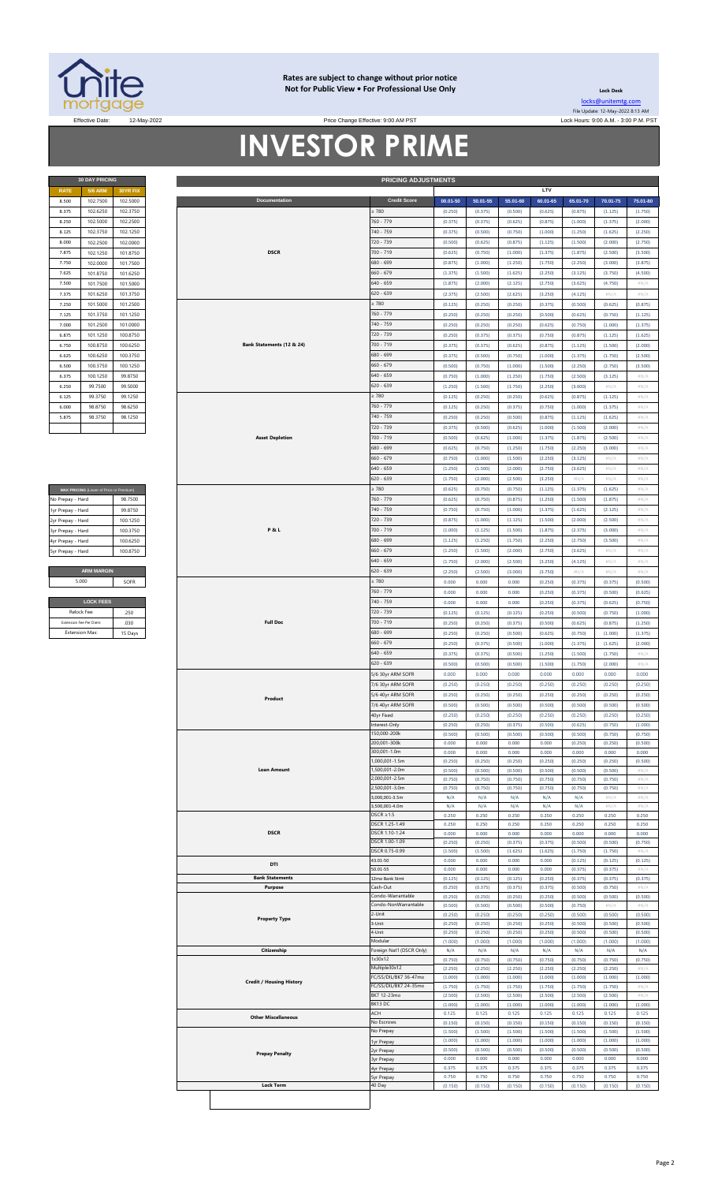**Rates are subject to change without prior notice**
**Not for Public View • For Professional Use Only**

**Lock Desk**
locks@unitemtg.com
File Update: 12-May-2022 8:13 AM
Lock Hours: 9:00 A.M. - 3:00 P.M. PST

Effective Date: 12-May-2022 Price Change Effective: 9:00 AM PST

# INVESTOR PRIME

| 30 DAY PRICING | | |
|---|---|---|
| RATE | 5/6 ARM | 30YR FIX |
| 8.500 | 102.7500 | 102.5000 |
| 8.375 | 102.6250 | 102.3750 |
| 8.250 | 102.5000 | 102.2500 |
| 8.125 | 102.3750 | 102.1250 |
| 8.000 | 102.2500 | 102.0000 |
| 7.875 | 102.1250 | 101.8750 |
| 7.750 | 102.0000 | 101.7500 |
| 7.625 | 101.8750 | 101.6250 |
| 7.500 | 101.7500 | 101.5000 |
| 7.375 | 101.6250 | 101.3750 |
| 7.250 | 101.5000 | 101.2500 |
| 7.125 | 101.3750 | 101.1250 |
| 7.000 | 101.2500 | 101.0000 |
| 6.875 | 101.1250 | 100.8750 |
| 6.750 | 100.8750 | 100.6250 |
| 6.625 | 100.6250 | 100.3750 |
| 6.500 | 100.3750 | 100.1250 |
| 6.375 | 100.1250 | 99.8750 |
| 6.250 | 99.7500 | 99.5000 |
| 6.125 | 99.3750 | 99.1250 |
| 6.000 | 98.8750 | 98.6250 |
| 5.875 | 98.3750 | 98.1250 |

| MAX PRICING (Lower of Price or Premium) | |
|---|---|
| No Prepay - Hard | 98.7500 |
| 1yr Prepay - Hard | 99.8750 |
| 2yr Prepay - Hard | 100.1250 |
| 3yr Prepay - Hard | 100.3750 |
| 4yr Prepay - Hard | 100.6250 |
| 5yr Prepay - Hard | 100.8750 |

| ARM MARGIN | |
|---|---|
| 5.000 | SOFR |

| LOCK FEES | |
|---|---|
| Relock Fee: | .250 |
| Extension Fee Per Diem: | .030 |
| Extension Max: | 15 Days |

| PRICING ADJUSTMENTS | | | | | | | | |
|---|---|---|---|---|---|---|---|---|
| | | LTV | | | | | | |
| Documentation | Credit Score | 00.01-50 | 50.01-55 | 55.01-60 | 60.01-65 | 65.01-70 | 70.01-75 | 75.01-80 |
| DSCR | ≥ 780 | (0.250) | (0.375) | (0.500) | (0.625) | (0.875) | (1.125) | (1.750) |
| | 760 - 779 | (0.375) | (0.375) | (0.625) | (0.875) | (1.000) | (1.375) | (2.000) |
| | 740 - 759 | (0.375) | (0.500) | (0.750) | (1.000) | (1.250) | (1.625) | (2.250) |
| | 720 - 739 | (0.500) | (0.625) | (0.875) | (1.125) | (1.500) | (2.000) | (2.750) |
| | 700 - 719 | (0.625) | (0.750) | (1.000) | (1.375) | (1.875) | (2.500) | (3.500) |
| | 680 - 699 | (0.875) | (1.000) | (1.250) | (1.750) | (2.250) | (3.000) | (3.875) |
| | 660 - 679 | (1.375) | (1.500) | (1.625) | (2.250) | (3.125) | (3.750) | (4.500) |
| | 640 - 659 | (1.875) | (2.000) | (2.125) | (2.750) | (3.625) | (4.750) | #N/A |
| | 620 - 639 | (2.375) | (2.500) | (2.625) | (3.250) | (4.125) | #N/A | #N/A |
| Bank Statements (12 & 24) | ≥ 780 | (0.125) | (0.250) | (0.250) | (0.375) | (0.500) | (0.625) | (0.875) |
| | 760 - 779 | (0.250) | (0.250) | (0.250) | (0.500) | (0.625) | (0.750) | (1.125) |
| | 740 - 759 | (0.250) | (0.250) | (0.250) | (0.625) | (0.750) | (1.000) | (1.375) |
| | 720 - 739 | (0.250) | (0.375) | (0.375) | (0.750) | (0.875) | (1.125) | (1.625) |
| | 700 - 719 | (0.375) | (0.375) | (0.625) | (0.875) | (1.125) | (1.500) | (2.000) |
| | 680 - 699 | (0.375) | (0.500) | (0.750) | (1.000) | (1.375) | (1.750) | (2.500) |
| | 660 - 679 | (0.500) | (0.750) | (1.000) | (1.500) | (2.250) | (2.750) | (3.500) |
| | 640 - 659 | (0.750) | (1.000) | (1.250) | (1.750) | (2.500) | (3.125) | #N/A |
| | 620 - 639 | (1.250) | (1.500) | (1.750) | (2.250) | (3.000) | #N/A | #N/A |
| Asset Depletion | ≥ 780 | (0.125) | (0.250) | (0.250) | (0.625) | (0.875) | (1.125) | #N/A |
| | 760 - 779 | (0.125) | (0.250) | (0.375) | (0.750) | (1.000) | (1.375) | #N/A |
| | 740 - 759 | (0.250) | (0.250) | (0.500) | (0.875) | (1.125) | (1.625) | #N/A |
| | 720 - 739 | (0.375) | (0.500) | (0.625) | (1.000) | (1.500) | (2.000) | #N/A |
| | 700 - 719 | (0.500) | (0.625) | (1.000) | (1.375) | (1.875) | (2.500) | #N/A |
| | 680 - 699 | (0.625) | (0.750) | (1.250) | (1.750) | (2.250) | (3.000) | #N/A |
| | 660 - 679 | (0.750) | (1.000) | (1.500) | (2.250) | (3.125) | #N/A | #N/A |
| | 640 - 659 | (1.250) | (1.500) | (2.000) | (2.750) | (3.625) | #N/A | #N/A |
| | 620 - 639 | (1.750) | (2.000) | (2.500) | (3.250) | #N/A | #N/A | #N/A |
| P & L | ≥ 780 | (0.625) | (0.750) | (0.750) | (1.125) | (1.375) | (1.625) | #N/A |
| | 760 - 779 | (0.625) | (0.750) | (0.875) | (1.250) | (1.500) | (1.875) | #N/A |
| | 740 - 759 | (0.750) | (0.750) | (1.000) | (1.375) | (1.625) | (2.125) | #N/A |
| | 720 - 739 | (0.875) | (1.000) | (1.125) | (1.500) | (2.000) | (2.500) | #N/A |
| | 700 - 719 | (1.000) | (1.125) | (1.500) | (1.875) | (2.375) | (3.000) | #N/A |
| | 680 - 699 | (1.125) | (1.250) | (1.750) | (2.250) | (2.750) | (3.500) | #N/A |
| | 660 - 679 | (1.250) | (1.500) | (2.000) | (2.750) | (3.625) | #N/A | #N/A |
| | 640 - 659 | (1.750) | (2.000) | (2.500) | (3.250) | (4.125) | #N/A | #N/A |
| | 620 - 639 | (2.250) | (2.500) | (3.000) | (3.750) | #N/A | #N/A | #N/A |
| Full Doc | ≥ 780 | 0.000 | 0.000 | 0.000 | (0.250) | (0.375) | (0.375) | (0.500) |
| | 760 - 779 | 0.000 | 0.000 | 0.000 | (0.250) | (0.375) | (0.500) | (0.625) |
| | 740 - 759 | 0.000 | 0.000 | 0.000 | (0.250) | (0.375) | (0.625) | (0.750) |
| | 720 - 739 | (0.125) | (0.125) | (0.125) | (0.250) | (0.500) | (0.750) | (1.000) |
| | 700 - 719 | (0.250) | (0.250) | (0.375) | (0.500) | (0.625) | (0.875) | (1.250) |
| | 680 - 699 | (0.250) | (0.250) | (0.500) | (0.625) | (0.750) | (1.000) | (1.375) |
| | 660 - 679 | (0.250) | (0.375) | (0.500) | (1.000) | (1.375) | (1.625) | (2.000) |
| | 640 - 659 | (0.375) | (0.375) | (0.500) | (1.250) | (1.500) | (1.750) | #N/A |
| | 620 - 639 | (0.500) | (0.500) | (0.500) | (1.500) | (1.750) | (2.000) | #N/A |
| Product | 5/6 30yr ARM SOFR | 0.000 | 0.000 | 0.000 | 0.000 | 0.000 | 0.000 | 0.000 |
| | 7/6 30yr ARM SOFR | (0.250) | (0.250) | (0.250) | (0.250) | (0.250) | (0.250) | (0.250) |
| | 5/6 40yr ARM SOFR | (0.250) | (0.250) | (0.250) | (0.250) | (0.250) | (0.250) | (0.250) |
| | 7/6 40yr ARM SOFR | (0.500) | (0.500) | (0.500) | (0.500) | (0.500) | (0.500) | (0.500) |
| | 40yr Fixed | (0.250) | (0.250) | (0.250) | (0.250) | (0.250) | (0.250) | (0.250) |
| | Interest-Only | (0.250) | (0.250) | (0.375) | (0.500) | (0.625) | (0.750) | (1.000) |
| Loan Amount | 150,000-200k | (0.500) | (0.500) | (0.500) | (0.500) | (0.500) | (0.750) | (0.750) |
| | 200,001-300k | 0.000 | 0.000 | 0.000 | 0.000 | (0.250) | (0.250) | (0.500) |
| | 300,001-1.0m | 0.000 | 0.000 | 0.000 | 0.000 | 0.000 | 0.000 | 0.000 |
| | 1,000,001-1.5m | (0.250) | (0.250) | (0.250) | (0.250) | (0.250) | (0.250) | (0.500) |
| | 1,500,001-2.0m | (0.500) | (0.500) | (0.500) | (0.500) | (0.500) | (0.500) | #N/A |
| | 2,000,001-2.5m | (0.750) | (0.750) | (0.750) | (0.750) | (0.750) | (0.750) | #N/A |
| | 2,500,001-3.0m | (0.750) | (0.750) | (0.750) | (0.750) | (0.750) | (0.750) | #N/A |
| | 3,000,001-3.5m | N/A | N/A | N/A | N/A | N/A | #N/A | #N/A |
| | 3,500,001-4.0m | N/A | N/A | N/A | N/A | N/A | #N/A | #N/A |
| DSCR | DSCR ≥1.5 | 0.250 | 0.250 | 0.250 | 0.250 | 0.250 | 0.250 | 0.250 |
| | DSCR 1.25-1.49 | 0.250 | 0.250 | 0.250 | 0.250 | 0.250 | 0.250 | 0.250 |
| | DSCR 1.10-1.24 | 0.000 | 0.000 | 0.000 | 0.000 | 0.000 | 0.000 | 0.000 |
| | DSCR 1.00-1.09 | (0.250) | (0.250) | (0.375) | (0.375) | (0.500) | (0.500) | (0.750) |
| | DSCR 0.75-0.99 | (1.500) | (1.500) | (1.625) | (1.625) | (1.750) | (1.750) | #N/A |
| DTI | 43.01-50 | 0.000 | 0.000 | 0.000 | 0.000 | (0.125) | (0.125) | (0.125) |
| | 50.01-55 | 0.000 | 0.000 | 0.000 | 0.000 | (0.375) | (0.375) | #N/A |
| Bank Statements | 12mo Bank Stmt | (0.125) | (0.125) | (0.125) | (0.250) | (0.375) | (0.375) | (0.375) |
| Purpose | Cash-Out | (0.250) | (0.375) | (0.375) | (0.375) | (0.500) | (0.750) | #N/A |
| Property Type | Condo-Warrantable | (0.250) | (0.250) | (0.250) | (0.250) | (0.500) | (0.500) | (0.500) |
| | Condo-NonWarrantable | (0.500) | (0.500) | (0.500) | (0.500) | (0.750) | #N/A | #N/A |
| | 2-Unit | (0.250) | (0.250) | (0.250) | (0.250) | (0.500) | (0.500) | (0.500) |
| | 3-Unit | (0.250) | (0.250) | (0.250) | (0.250) | (0.500) | (0.500) | (0.500) |
| | 4-Unit | (0.250) | (0.250) | (0.250) | (0.250) | (0.500) | (0.500) | (0.500) |
| | Modular | (1.000) | (1.000) | (1.000) | (1.000) | (1.000) | (1.000) | (1.000) |
| Citizenship | Foreign Nat'l (DSCR Only) | N/A | N/A | N/A | N/A | N/A | N/A | N/A |
| Credit / Housing History | 1x30x12 | (0.750) | (0.750) | (0.750) | (0.750) | (0.750) | (0.750) | (0.750) |
| | Multiple30x12 | (2.250) | (2.250) | (2.250) | (2.250) | (2.250) | (2.250) | #N/A |
| | FC/SS/DIL/BK7 36-47mo | (1.000) | (1.000) | (1.000) | (1.000) | (1.000) | (1.000) | (1.000) |
| | FC/SS/DIL/BK7 24-35mo | (1.750) | (1.750) | (1.750) | (1.750) | (1.750) | (1.750) | #N/A |
| | BK7 12-23mo | (2.500) | (2.500) | (2.500) | (2.500) | (2.500) | (2.500) | #N/A |
| | BK13 DC | (1.000) | (1.000) | (1.000) | (1.000) | (1.000) | (1.000) | (1.000) |
| Other Miscellaneous | ACH | 0.125 | 0.125 | 0.125 | 0.125 | 0.125 | 0.125 | 0.125 |
| | No Escrows | (0.150) | (0.150) | (0.150) | (0.150) | (0.150) | (0.150) | (0.150) |
| Prepay Penalty | No Prepay | (1.500) | (1.500) | (1.500) | (1.500) | (1.500) | (1.500) | (1.500) |
| | 1yr Prepay | (1.000) | (1.000) | (1.000) | (1.000) | (1.000) | (1.000) | (1.000) |
| | 2yr Prepay | (0.500) | (0.500) | (0.500) | (0.500) | (0.500) | (0.500) | (0.500) |
| | 3yr Prepay | 0.000 | 0.000 | 0.000 | 0.000 | 0.000 | 0.000 | 0.000 |
| | 4yr Prepay | 0.375 | 0.375 | 0.375 | 0.375 | 0.375 | 0.375 | 0.375 |
| | 5yr Prepay | 0.750 | 0.750 | 0.750 | 0.750 | 0.750 | 0.750 | 0.750 |
| Lock Term | 40 Day | (0.150) | (0.150) | (0.150) | (0.150) | (0.150) | (0.150) | (0.150) |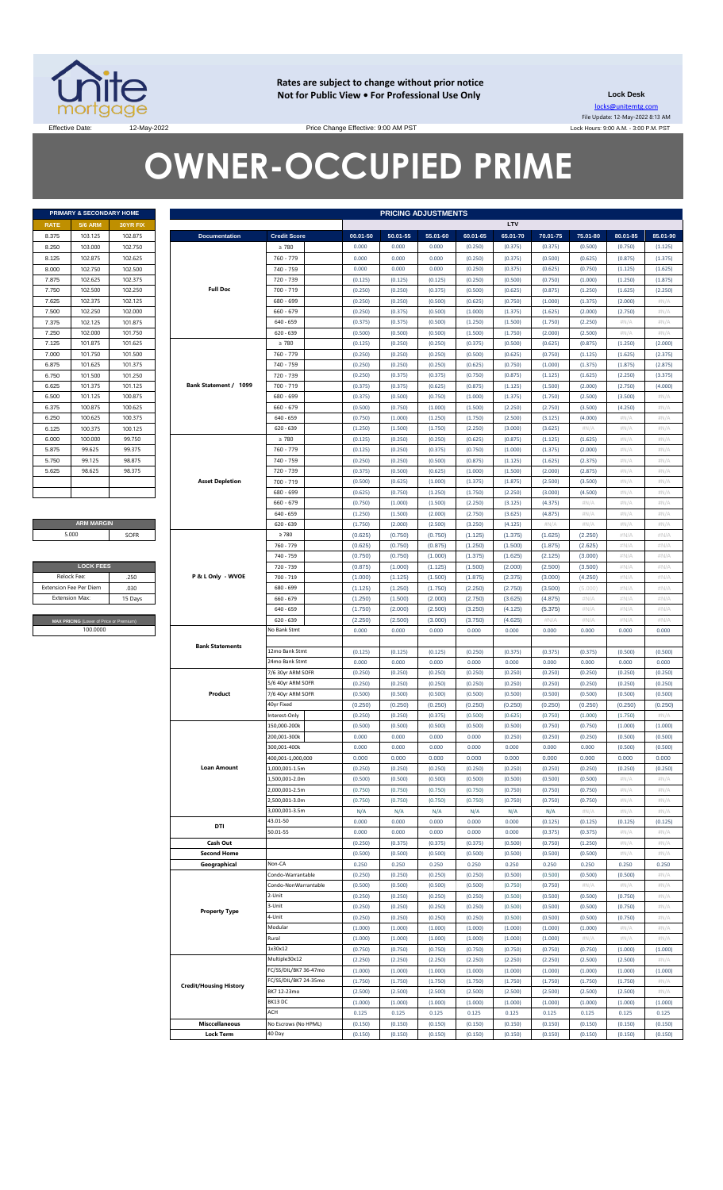**Rates are subject to change without prior notice**
**Not for Public View • For Professional Use Only**

**Lock Desk**
locks@unitemtg.com
File Update: 12-May-2022 8:13 AM
Lock Hours: 9:00 A.M. - 3:00 P.M. PST

Effective Date: 12-May-2022

Price Change Effective: 9:00 AM PST

# OWNER-OCCUPIED PRIME

| PRIMARY & SECONDARY HOME | | |
|---|---|---|
| RATE | 5/6 ARM | 30YR FIX |
| 8.375 | 103.125 | 102.875 |
| 8.250 | 103.000 | 102.750 |
| 8.125 | 102.875 | 102.625 |
| 8.000 | 102.750 | 102.500 |
| 7.875 | 102.625 | 102.375 |
| 7.750 | 102.500 | 102.250 |
| 7.625 | 102.375 | 102.125 |
| 7.500 | 102.250 | 102.000 |
| 7.375 | 102.125 | 101.875 |
| 7.250 | 102.000 | 101.750 |
| 7.125 | 101.875 | 101.625 |
| 7.000 | 101.750 | 101.500 |
| 6.875 | 101.625 | 101.375 |
| 6.750 | 101.500 | 101.250 |
| 6.625 | 101.375 | 101.125 |
| 6.500 | 101.125 | 100.875 |
| 6.375 | 100.875 | 100.625 |
| 6.250 | 100.625 | 100.375 |
| 6.125 | 100.375 | 100.125 |
| 6.000 | 100.000 | 99.750 |
| 5.875 | 99.625 | 99.375 |
| 5.750 | 99.125 | 98.875 |
| 5.625 | 98.625 | 98.375 |

| ARM MARGIN | |
|---|---|
| 5.000 | SOFR |

| LOCK FEES | |
|---|---|
| Relock Fee: | .250 |
| Extension Fee Per Diem | .030 |
| Extension Max: | 15 Days |

| MAX PRICING (Lower of Price or Premium) |
|---|
| 100.0000 |

| PRICING ADJUSTMENTS | | | | | | | | | | |
|---|---|---|---|---|---|---|---|---|---|---|
| | | LTV | | | | | | | | |
| Documentation | Credit Score | 00.01-50 | 50.01-55 | 55.01-60 | 60.01-65 | 65.01-70 | 70.01-75 | 75.01-80 | 80.01-85 | 85.01-90 |
| Full Doc | ≥ 780 | 0.000 | 0.000 | 0.000 | (0.250) | (0.375) | (0.375) | (0.500) | (0.750) | (1.125) |
| | 760 - 779 | 0.000 | 0.000 | 0.000 | (0.250) | (0.375) | (0.500) | (0.625) | (0.875) | (1.375) |
| | 740 - 759 | 0.000 | 0.000 | 0.000 | (0.250) | (0.375) | (0.625) | (0.750) | (1.125) | (1.625) |
| | 720 - 739 | (0.125) | (0.125) | (0.125) | (0.250) | (0.500) | (0.750) | (1.000) | (1.250) | (1.875) |
| | 700 - 719 | (0.250) | (0.250) | (0.375) | (0.500) | (0.625) | (0.875) | (1.250) | (1.625) | (2.250) |
| | 680 - 699 | (0.250) | (0.250) | (0.500) | (0.625) | (0.750) | (1.000) | (1.375) | (2.000) | #N/A |
| | 660 - 679 | (0.250) | (0.375) | (0.500) | (1.000) | (1.375) | (1.625) | (2.000) | (2.750) | #N/A |
| | 640 - 659 | (0.375) | (0.375) | (0.500) | (1.250) | (1.500) | (1.750) | (2.250) | #N/A | #N/A |
| | 620 - 639 | (0.500) | (0.500) | (0.500) | (1.500) | (1.750) | (2.000) | (2.500) | #N/A | #N/A |
| Bank Statement / 1099 | ≥ 780 | (0.125) | (0.250) | (0.250) | (0.375) | (0.500) | (0.625) | (0.875) | (1.250) | (2.000) |
| | 760 - 779 | (0.250) | (0.250) | (0.250) | (0.500) | (0.625) | (0.750) | (1.125) | (1.625) | (2.375) |
| | 740 - 759 | (0.250) | (0.250) | (0.250) | (0.625) | (0.750) | (1.000) | (1.375) | (1.875) | (2.875) |
| | 720 - 739 | (0.250) | (0.375) | (0.375) | (0.750) | (0.875) | (1.125) | (1.625) | (2.250) | (3.375) |
| | 700 - 719 | (0.375) | (0.375) | (0.625) | (0.875) | (1.125) | (1.500) | (2.000) | (2.750) | (4.000) |
| | 680 - 699 | (0.375) | (0.500) | (0.750) | (1.000) | (1.375) | (1.750) | (2.500) | (3.500) | #N/A |
| | 660 - 679 | (0.500) | (0.750) | (1.000) | (1.500) | (2.250) | (2.750) | (3.500) | (4.250) | #N/A |
| | 640 - 659 | (0.750) | (1.000) | (1.250) | (1.750) | (2.500) | (3.125) | (4.000) | #N/A | #N/A |
| | 620 - 639 | (1.250) | (1.500) | (1.750) | (2.250) | (3.000) | (3.625) | #N/A | #N/A | #N/A |
| Asset Depletion | ≥ 780 | (0.125) | (0.250) | (0.250) | (0.625) | (0.875) | (1.125) | (1.625) | #N/A | #N/A |
| | 760 - 779 | (0.125) | (0.250) | (0.375) | (0.750) | (1.000) | (1.375) | (2.000) | #N/A | #N/A |
| | 740 - 759 | (0.250) | (0.250) | (0.500) | (0.875) | (1.125) | (1.625) | (2.375) | #N/A | #N/A |
| | 720 - 739 | (0.375) | (0.500) | (0.625) | (1.000) | (1.500) | (2.000) | (2.875) | #N/A | #N/A |
| | 700 - 719 | (0.500) | (0.625) | (1.000) | (1.375) | (1.875) | (2.500) | (3.500) | #N/A | #N/A |
| | 680 - 699 | (0.625) | (0.750) | (1.250) | (1.750) | (2.250) | (3.000) | (4.500) | #N/A | #N/A |
| | 660 - 679 | (0.750) | (1.000) | (1.500) | (2.250) | (3.125) | (4.375) | #N/A | #N/A | #N/A |
| | 640 - 659 | (1.250) | (1.500) | (2.000) | (2.750) | (3.625) | (4.875) | #N/A | #N/A | #N/A |
| | 620 - 639 | (1.750) | (2.000) | (2.500) | (3.250) | (4.125) | #N/A | #N/A | #N/A | #N/A |
| P & L Only - WVOE | ≥ 780 | (0.625) | (0.750) | (0.750) | (1.125) | (1.375) | (1.625) | (2.250) | #N/A | #N/A |
| | 760 - 779 | (0.625) | (0.750) | (0.875) | (1.250) | (1.500) | (1.875) | (2.625) | #N/A | #N/A |
| | 740 - 759 | (0.750) | (0.750) | (1.000) | (1.375) | (1.625) | (2.125) | (3.000) | #N/A | #N/A |
| | 720 - 739 | (0.875) | (1.000) | (1.125) | (1.500) | (2.000) | (2.500) | (3.500) | #N/A | #N/A |
| | 700 - 719 | (1.000) | (1.125) | (1.250) | (1.875) | (2.375) | (3.000) | (4.250) | #N/A | #N/A |
| | 680 - 699 | (1.125) | (1.250) | (1.750) | (2.250) | (2.750) | (3.500) | (5.000) | #N/A | #N/A |
| | 660 - 679 | (1.250) | (1.500) | (2.000) | (2.750) | (3.625) | (4.875) | #N/A | #N/A | #N/A |
| | 640 - 659 | (1.750) | (2.000) | (2.500) | (3.250) | (4.125) | (5.375) | #N/A | #N/A | #N/A |
| | 620 - 639 | (2.250) | (2.500) | (3.000) | (3.750) | (4.625) | #N/A | #N/A | #N/A | #N/A |
| Bank Statements | No Bank Stmt | 0.000 | 0.000 | 0.000 | 0.000 | 0.000 | 0.000 | 0.000 | 0.000 | 0.000 |
| | 12mo Bank Stmt | (0.125) | (0.125) | (0.125) | (0.250) | (0.375) | (0.375) | (0.375) | (0.500) | (0.500) |
| | 24mo Bank Stmt | 0.000 | 0.000 | 0.000 | 0.000 | 0.000 | 0.000 | 0.000 | 0.000 | 0.000 |
| Product | 7/6 30yr ARM SOFR | (0.250) | (0.250) | (0.250) | (0.250) | (0.250) | (0.250) | (0.250) | (0.250) | (0.250) |
| | 5/6 40yr ARM SOFR | (0.250) | (0.250) | (0.250) | (0.250) | (0.250) | (0.250) | (0.250) | (0.250) | (0.250) |
| | 7/6 40yr ARM SOFR | (0.500) | (0.500) | (0.500) | (0.500) | (0.500) | (0.500) | (0.500) | (0.500) | (0.500) |
| | 40yr Fixed | (0.250) | (0.250) | (0.250) | (0.250) | (0.250) | (0.250) | (0.250) | (0.250) | (0.250) |
| | Interest-Only | (0.250) | (0.250) | (0.375) | (0.500) | (0.625) | (0.750) | (1.000) | (1.750) | #N/A |
| Loan Amount | 150,000-200k | (0.500) | (0.500) | (0.500) | (0.500) | (0.500) | (0.750) | (0.750) | (1.000) | (1.000) |
| | 200,001-300k | 0.000 | 0.000 | 0.000 | 0.000 | (0.250) | (0.250) | (0.250) | (0.500) | (0.500) |
| | 300,001-400k | 0.000 | 0.000 | 0.000 | 0.000 | 0.000 | 0.000 | 0.000 | (0.500) | (0.500) |
| | 400,001-1,000,000 | 0.000 | 0.000 | 0.000 | 0.000 | 0.000 | 0.000 | 0.000 | 0.000 | 0.000 |
| | 1,000,001-1.5m | (0.250) | (0.250) | (0.250) | (0.250) | (0.250) | (0.250) | (0.250) | (0.250) | (0.250) |
| | 1,500,001-2.0m | (0.500) | (0.500) | (0.500) | (0.500) | (0.500) | (0.500) | (0.500) | #N/A | #N/A |
| | 2,000,001-2.5m | (0.750) | (0.750) | (0.750) | (0.750) | (0.750) | (0.750) | (0.750) | #N/A | #N/A |
| | 2,500,001-3.0m | (0.750) | (0.750) | (0.750) | (0.750) | (0.750) | (0.750) | (0.750) | #N/A | #N/A |
| | 3,000,001-3.5m | N/A | N/A | N/A | N/A | N/A | N/A | #N/A | #N/A | #N/A |
| DTI | 43.01-50 | 0.000 | 0.000 | 0.000 | 0.000 | 0.000 | (0.125) | (0.125) | (0.125) | (0.125) |
| | 50.01-55 | 0.000 | 0.000 | 0.000 | 0.000 | 0.000 | (0.375) | (0.375) | #N/A | #N/A |
| Cash Out | | (0.250) | (0.375) | (0.375) | (0.375) | (0.500) | (0.750) | (1.250) | #N/A | #N/A |
| Second Home | | (0.500) | (0.500) | (0.500) | (0.500) | (0.500) | (0.500) | (0.500) | #N/A | #N/A |
| Geographical | Non-CA | 0.250 | 0.250 | 0.250 | 0.250 | 0.250 | 0.250 | 0.250 | 0.250 | 0.250 |
| Property Type | Condo-Warrantable | (0.250) | (0.250) | (0.250) | (0.250) | (0.500) | (0.500) | (0.500) | (0.500) | #N/A |
| | Condo-NonWarrantable | (0.500) | (0.500) | (0.500) | (0.500) | (0.750) | (0.750) | #N/A | #N/A | #N/A |
| | 2-Unit | (0.250) | (0.250) | (0.250) | (0.250) | (0.500) | (0.500) | (0.500) | (0.750) | #N/A |
| | 3-Unit | (0.250) | (0.250) | (0.250) | (0.250) | (0.500) | (0.500) | (0.500) | (0.750) | #N/A |
| | 4-Unit | (0.250) | (0.250) | (0.250) | (0.250) | (0.500) | (0.500) | (0.500) | (0.750) | #N/A |
| | Modular | (1.000) | (1.000) | (1.000) | (1.000) | (1.000) | (1.000) | (1.000) | #N/A | #N/A |
| | Rural | (1.000) | (1.000) | (1.000) | (1.000) | (1.000) | (1.000) | #N/A | #N/A | #N/A |
| Credit/Housing History | 1x30x12 | (0.750) | (0.750) | (0.750) | (0.750) | (0.750) | (0.750) | (0.750) | (1.000) | (1.000) |
| | Multiple30x12 | (2.250) | (2.250) | (2.250) | (2.250) | (2.250) | (2.250) | (2.500) | (2.500) | #N/A |
| | FC/SS/DIL/BK7 36-47mo | (1.000) | (1.000) | (1.000) | (1.000) | (1.000) | (1.000) | (1.000) | (1.000) | (1.000) |
| | FC/SS/DIL/BK7 24-35mo | (1.750) | (1.750) | (1.750) | (1.750) | (1.750) | (1.750) | (1.750) | (1.750) | #N/A |
| | BK7 12-23mo | (2.500) | (2.500) | (2.500) | (2.500) | (2.500) | (2.500) | (2.500) | (2.500) | #N/A |
| | BK13 DC | (1.000) | (1.000) | (1.000) | (1.000) | (1.000) | (1.000) | (1.000) | (1.000) | (1.000) |
| | ACH | 0.125 | 0.125 | 0.125 | 0.125 | 0.125 | 0.125 | 0.125 | 0.125 | 0.125 |
| Misccellaneous | No Escrows (No HPML) | (0.150) | (0.150) | (0.150) | (0.150) | (0.150) | (0.150) | (0.150) | (0.150) | (0.150) |
| Lock Term | 40 Day | (0.150) | (0.150) | (0.150) | (0.150) | (0.150) | (0.150) | (0.150) | (0.150) | (0.150) |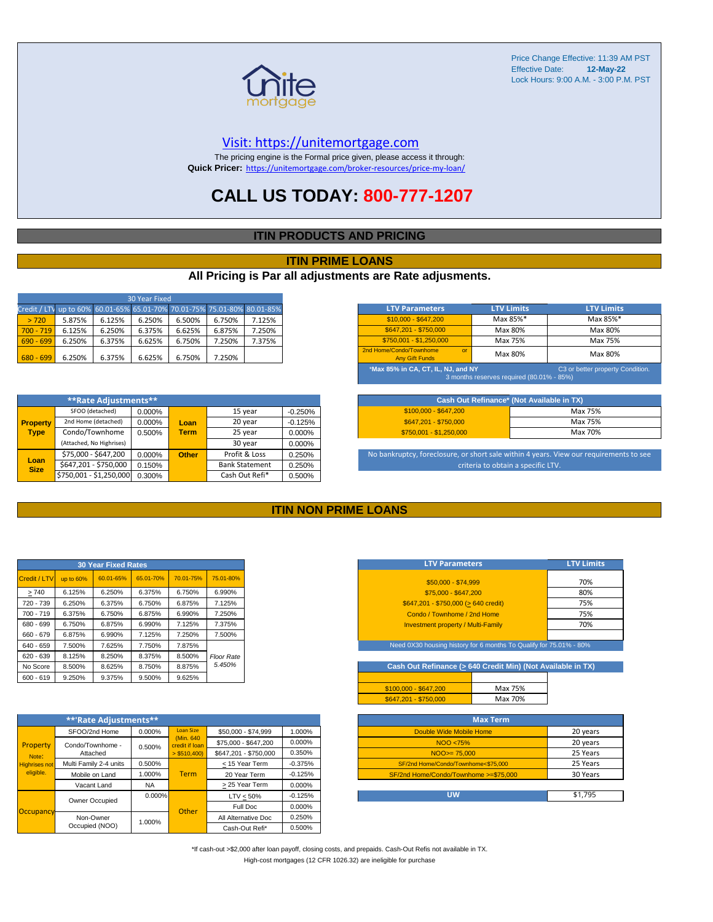Price Change Effective: 11:39 AM PST
Effective Date: **12-May-22**
Lock Hours: 9:00 A.M. - 3:00 P.M. PST

unite mortgage

Visit: https://unitemortgage.com

The pricing engine is the Formal price given, please access it through:
**Quick Pricer:** https://unitemortgage.com/broker-resources/price-my-loan/

# CALL US TODAY: 800-777-1207

## ITIN PRODUCTS AND PRICING

## ITIN PRIME LOANS

### All Pricing is Par all adjustments are Rate adjusments.

| 30 Year Fixed | | | | | | |
|---|---|---|---|---|---|---|
| Credit / LTV | up to 60% | 60.01-65% | 65.01-70% | 70.01-75% | 75.01-80% | 80.01-85% |
| > 720 | 5.875% | 6.125% | 6.250% | 6.500% | 6.750% | 7.125% |
| 700 - 719 | 6.125% | 6.250% | 6.375% | 6.625% | 6.875% | 7.250% |
| 690 - 699 | 6.250% | 6.375% | 6.625% | 6.750% | 7.250% | 7.375% |
| 680 - 699 | 6.250% | 6.375% | 6.625% | 6.750% | 7.250% | |

| LTV Parameters | LTV Limits | LTV Limits |
|---|---|---|
| $10,000 - $647,200 | Max 85%* | Max 85%* |
| $647,201 - $750,000 | Max 80% | Max 80% |
| $750,001 - $1,250,000 | Max 75% | Max 75% |
| 2nd Home/Condo/Townhome or Any Gift Funds | Max 80% | Max 80% |

*Max 85% in CA, CT, IL, NJ, and NY — C3 or better property Condition. 3 months reserves required (80.01% - 85%)

| **Rate Adjustments** | | | | | |
|---|---|---|---|---|---|
| Property Type | SFOO (detached) | 0.000% | Loan Term | 15 year | -0.250% |
| | 2nd Home (detached) | 0.000% | | 20 year | -0.125% |
| | Condo/Townhome | 0.500% | | 25 year | 0.000% |
| | (Attached, No Highrises) | | | 30 year | 0.000% |
| Loan Size | $75,000 - $647,200 | 0.000% | Other | Profit & Loss | 0.250% |
| | $647,201 - $750,000 | 0.150% | | Bank Statement | 0.250% |
| | $750,001 - $1,250,000 | 0.300% | | Cash Out Refi* | 0.500% |

| Cash Out Refinance* (Not Available in TX) | |
|---|---|
| $100,000 - $647,200 | Max 75% |
| $647,201 - $750,000 | Max 75% |
| $750,001 - $1,250,000 | Max 70% |

No bankruptcy, foreclosure, or short sale within 4 years. View our requirements to see criteria to obtain a specific LTV.

## ITIN NON PRIME LOANS

| 30 Year Fixed Rates | | | | | |
|---|---|---|---|---|---|
| Credit / LTV | up to 60% | 60.01-65% | 65.01-70% | 70.01-75% | 75.01-80% |
| > 740 | 6.125% | 6.250% | 6.375% | 6.750% | 6.990% |
| 720 - 739 | 6.250% | 6.375% | 6.750% | 6.875% | 7.125% |
| 700 - 719 | 6.375% | 6.750% | 6.875% | 6.990% | 7.250% |
| 680 - 699 | 6.750% | 6.875% | 6.990% | 7.125% | 7.375% |
| 660 - 679 | 6.875% | 6.990% | 7.125% | 7.250% | 7.500% |
| 640 - 659 | 7.500% | 7.625% | 7.750% | 7.875% | *Floor Rate 5.450%* |
| 620 - 639 | 8.125% | 8.250% | 8.375% | 8.500% | |
| No Score | 8.500% | 8.625% | 8.750% | 8.875% | |
| 600 - 619 | 9.250% | 9.375% | 9.500% | 9.625% | |

| LTV Parameters | LTV Limits |
|---|---|
| $50,000 - $74,999 | 70% |
| $75,000 - $647,200 | 80% |
| $647,201 - $750,000 (> 640 credit) | 75% |
| Condo / Townhome / 2nd Home | 75% |
| Investment property / Multi-Family | 70% |

Need 0X30 housing history for 6 months To Qualify for 75.01% - 80%

| Cash Out Refinance (> 640 Credit Min) (Not Available in TX) | |
|---|---|
| $100,000 - $647,200 | Max 75% |
| $647,201 - $750,000 | Max 70% |

| **Rate Adjustments** | | | | | |
|---|---|---|---|---|---|
| Property Note: Highrises not eligible. | SFOO/2nd Home | 0.000% | Loan Size (Min. 640 credit if loan > $510,400) | $50,000 - $74,999 | 1.000% |
| | Condo/Townhome - Attached | 0.500% | | $75,000 - $647,200 | 0.000% |
| | | | | $647,201 - $750,000 | 0.350% |
| | Multi Family 2-4 units | 0.500% | Term | < 15 Year Term | -0.375% |
| | Mobile on Land | 1.000% | | 20 Year Term | -0.125% |
| | Vacant Land | NA | | > 25 Year Term | 0.000% |
| Occupancy | Owner Occupied | 0.000% | Other | LTV < 50% | -0.125% |
| | | | | Full Doc | 0.000% |
| | Non-Owner Occupied (NOO) | 1.000% | | All Alternative Doc | 0.250% |
| | | | | Cash-Out Refi* | 0.500% |

| Max Term | |
|---|---|
| Double Wide Mobile Home | 20 years |
| NOO <75% | 20 years |
| NOO>= 75,000 | 25 Years |
| SF/2nd Home/Condo/Townhome<$75,000 | 25 Years |
| SF/2nd Home/Condo/Townhome >=$75,000 | 30 Years |

| UW | $1,795 |
|---|---|

*If cash-out >$2,000 after loan payoff, closing costs, and prepaids. Cash-Out Refis not available in TX.
High-cost mortgages (12 CFR 1026.32) are ineligible for purchase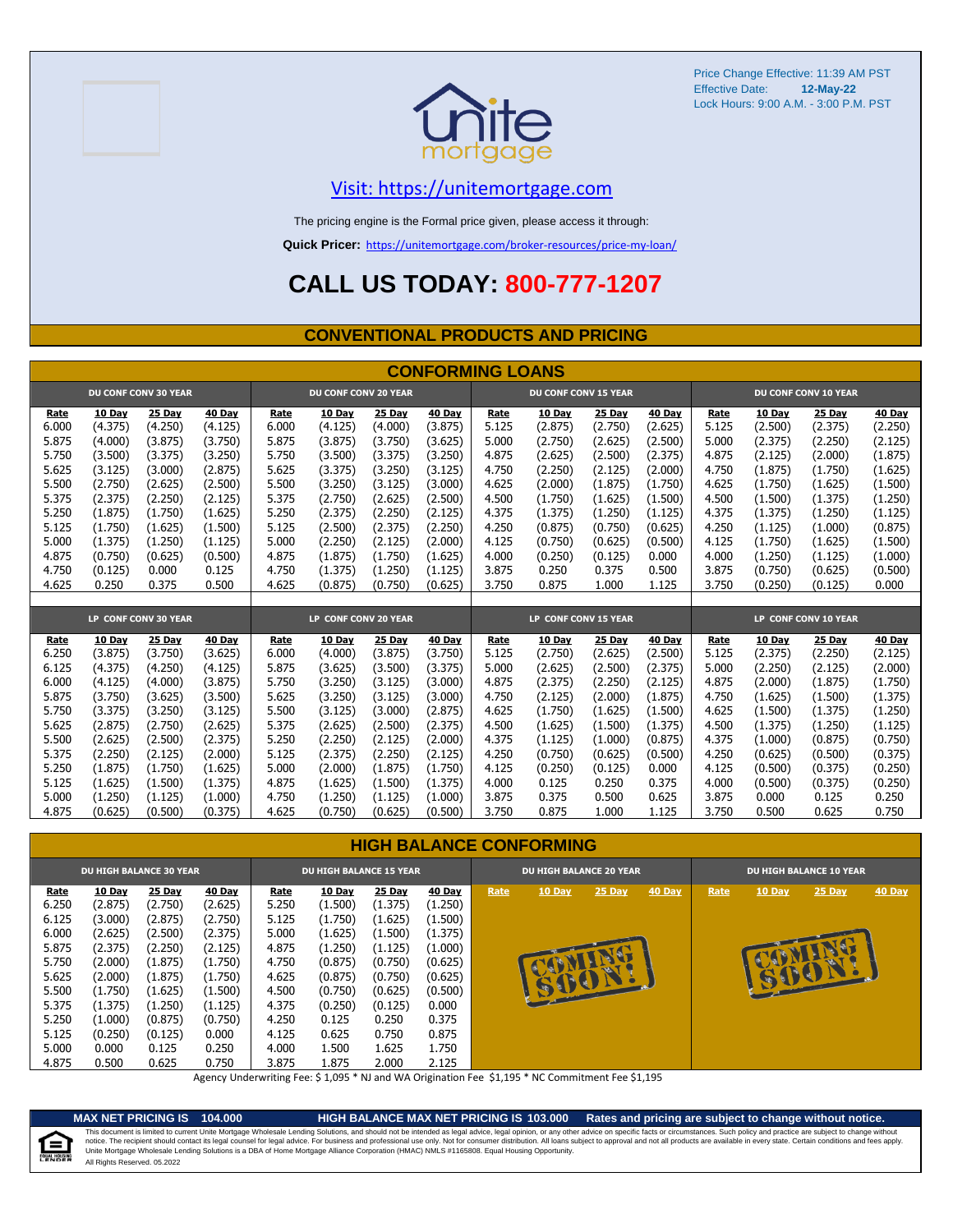Price Change Effective: 11:39 AM PST
Effective Date: **12-May-22**
Lock Hours: 9:00 A.M. - 3:00 P.M. PST

Visit: https://unitemortgage.com

The pricing engine is the Formal price given, please access it through:

**Quick Pricer:** https://unitemortgage.com/broker-resources/price-my-loan/

# CALL US TODAY: 800-777-1207

## CONVENTIONAL PRODUCTS AND PRICING

### CONFORMING LOANS

| DU CONF CONV 30 YEAR | | | | DU CONF CONV 20 YEAR | | | | DU CONF CONV 15 YEAR | | | | DU CONF CONV 10 YEAR | | | |
|---|---|---|---|---|---|---|---|---|---|---|---|---|---|---|---|
| Rate | 10 Day | 25 Day | 40 Day | Rate | 10 Day | 25 Day | 40 Day | Rate | 10 Day | 25 Day | 40 Day | Rate | 10 Day | 25 Day | 40 Day |
| 6.000 | (4.375) | (4.250) | (4.125) | 6.000 | (4.125) | (4.000) | (3.875) | 5.125 | (2.875) | (2.750) | (2.625) | 5.125 | (2.500) | (2.375) | (2.250) |
| 5.875 | (4.000) | (3.875) | (3.750) | 5.875 | (3.875) | (3.750) | (3.625) | 5.000 | (2.750) | (2.625) | (2.500) | 5.000 | (2.375) | (2.250) | (2.125) |
| 5.750 | (3.500) | (3.375) | (3.250) | 5.750 | (3.500) | (3.375) | (3.250) | 4.875 | (2.625) | (2.500) | (2.375) | 4.875 | (2.125) | (2.000) | (1.875) |
| 5.625 | (3.125) | (3.000) | (2.875) | 5.625 | (3.375) | (3.250) | (3.125) | 4.750 | (2.250) | (2.125) | (2.000) | 4.750 | (1.875) | (1.750) | (1.625) |
| 5.500 | (2.750) | (2.625) | (2.500) | 5.500 | (3.250) | (3.125) | (3.000) | 4.625 | (2.000) | (1.875) | (1.750) | 4.625 | (1.750) | (1.625) | (1.500) |
| 5.375 | (2.375) | (2.250) | (2.125) | 5.375 | (2.750) | (2.625) | (2.500) | 4.500 | (1.750) | (1.625) | (1.500) | 4.500 | (1.500) | (1.375) | (1.250) |
| 5.250 | (1.875) | (1.750) | (1.625) | 5.250 | (2.375) | (2.250) | (2.125) | 4.375 | (1.375) | (1.250) | (1.125) | 4.375 | (1.375) | (1.250) | (1.125) |
| 5.125 | (1.750) | (1.625) | (1.500) | 5.125 | (2.500) | (2.375) | (2.250) | 4.250 | (0.875) | (0.750) | (0.625) | 4.250 | (1.125) | (1.000) | (0.875) |
| 5.000 | (1.375) | (1.250) | (1.125) | 5.000 | (2.250) | (2.125) | (2.000) | 4.125 | (0.750) | (0.625) | (0.500) | 4.125 | (1.750) | (1.625) | (1.500) |
| 4.875 | (0.750) | (0.625) | (0.500) | 4.875 | (1.875) | (1.750) | (1.625) | 4.000 | (0.250) | (0.125) | 0.000 | 4.000 | (1.250) | (1.125) | (1.000) |
| 4.750 | (0.125) | 0.000 | 0.125 | 4.750 | (1.375) | (1.250) | (1.125) | 3.875 | 0.250 | 0.375 | 0.500 | 3.875 | (0.750) | (0.625) | (0.500) |
| 4.625 | 0.250 | 0.375 | 0.500 | 4.625 | (0.875) | (0.750) | (0.625) | 3.750 | 0.875 | 1.000 | 1.125 | 3.750 | (0.250) | (0.125) | 0.000 |

| LP CONF CONV 30 YEAR | | | | LP CONF CONV 20 YEAR | | | | LP CONF CONV 15 YEAR | | | | LP CONF CONV 10 YEAR | | | |
|---|---|---|---|---|---|---|---|---|---|---|---|---|---|---|---|
| Rate | 10 Day | 25 Day | 40 Day | Rate | 10 Day | 25 Day | 40 Day | Rate | 10 Day | 25 Day | 40 Day | Rate | 10 Day | 25 Day | 40 Day |
| 6.250 | (3.875) | (3.750) | (3.625) | 6.000 | (4.000) | (3.875) | (3.750) | 5.125 | (2.750) | (2.625) | (2.500) | 5.125 | (2.375) | (2.250) | (2.125) |
| 6.125 | (4.375) | (4.250) | (4.125) | 5.875 | (3.625) | (3.500) | (3.375) | 5.000 | (2.625) | (2.500) | (2.375) | 5.000 | (2.250) | (2.125) | (2.000) |
| 6.000 | (4.125) | (4.000) | (3.875) | 5.750 | (3.250) | (3.125) | (3.000) | 4.875 | (2.375) | (2.250) | (2.125) | 4.875 | (2.000) | (1.875) | (1.750) |
| 5.875 | (3.750) | (3.625) | (3.500) | 5.625 | (3.250) | (3.125) | (3.000) | 4.750 | (2.125) | (2.000) | (1.875) | 4.750 | (1.625) | (1.500) | (1.375) |
| 5.750 | (3.375) | (3.250) | (3.125) | 5.500 | (3.125) | (3.000) | (2.875) | 4.625 | (1.750) | (1.625) | (1.500) | 4.625 | (1.500) | (1.375) | (1.250) |
| 5.625 | (2.875) | (2.750) | (2.625) | 5.375 | (2.625) | (2.500) | (2.375) | 4.500 | (1.625) | (1.500) | (1.375) | 4.500 | (1.375) | (1.250) | (1.125) |
| 5.500 | (2.625) | (2.500) | (2.375) | 5.250 | (2.250) | (2.125) | (2.000) | 4.375 | (1.125) | (1.000) | (0.875) | 4.375 | (1.000) | (0.875) | (0.750) |
| 5.375 | (2.250) | (2.125) | (2.000) | 5.125 | (2.375) | (2.250) | (2.125) | 4.250 | (0.750) | (0.625) | (0.500) | 4.250 | (0.625) | (0.500) | (0.375) |
| 5.250 | (1.875) | (1.750) | (1.625) | 5.000 | (2.000) | (1.875) | (1.750) | 4.125 | (0.250) | (0.125) | 0.000 | 4.125 | (0.500) | (0.375) | (0.250) |
| 5.125 | (1.625) | (1.500) | (1.375) | 4.875 | (1.625) | (1.500) | (1.375) | 4.000 | 0.125 | 0.250 | 0.375 | 4.000 | (0.500) | (0.375) | (0.250) |
| 5.000 | (1.250) | (1.125) | (1.000) | 4.750 | (1.250) | (1.125) | (1.000) | 3.875 | 0.375 | 0.500 | 0.625 | 3.875 | 0.000 | 0.125 | 0.250 |
| 4.875 | (0.625) | (0.500) | (0.375) | 4.625 | (0.750) | (0.625) | (0.500) | 3.750 | 0.875 | 1.000 | 1.125 | 3.750 | 0.500 | 0.625 | 0.750 |

### HIGH BALANCE CONFORMING

| DU HIGH BALANCE 30 YEAR | | | | DU HIGH BALANCE 15 YEAR | | | | DU HIGH BALANCE 20 YEAR | | | | DU HIGH BALANCE 10 YEAR | | | |
|---|---|---|---|---|---|---|---|---|---|---|---|---|---|---|---|
| Rate | 10 Day | 25 Day | 40 Day | Rate | 10 Day | 25 Day | 40 Day | Rate | 10 Day | 25 Day | 40 Day | Rate | 10 Day | 25 Day | 40 Day |
| 6.250 | (2.875) | (2.750) | (2.625) | 5.250 | (1.500) | (1.375) | (1.250) | COMING SOON! | | | | COMING SOON! | | | |
| 6.125 | (3.000) | (2.875) | (2.750) | 5.125 | (1.750) | (1.625) | (1.500) | | | | | | | | |
| 6.000 | (2.625) | (2.500) | (2.375) | 5.000 | (1.625) | (1.500) | (1.375) | | | | | | | | |
| 5.875 | (2.375) | (2.250) | (2.125) | 4.875 | (1.250) | (1.125) | (1.000) | | | | | | | | |
| 5.750 | (2.000) | (1.875) | (1.750) | 4.750 | (0.875) | (0.750) | (0.625) | | | | | | | | |
| 5.625 | (2.000) | (1.875) | (1.750) | 4.625 | (0.875) | (0.750) | (0.625) | | | | | | | | |
| 5.500 | (1.750) | (1.625) | (1.500) | 4.500 | (0.750) | (0.625) | (0.500) | | | | | | | | |
| 5.375 | (1.375) | (1.250) | (1.125) | 4.375 | (0.250) | (0.125) | 0.000 | | | | | | | | |
| 5.250 | (1.000) | (0.875) | (0.750) | 4.250 | 0.125 | 0.250 | 0.375 | | | | | | | | |
| 5.125 | (0.250) | (0.125) | 0.000 | 4.125 | 0.625 | 0.750 | 0.875 | | | | | | | | |
| 5.000 | 0.000 | 0.125 | 0.250 | 4.000 | 1.500 | 1.625 | 1.750 | | | | | | | | |
| 4.875 | 0.500 | 0.625 | 0.750 | 3.875 | 1.875 | 2.000 | 2.125 | | | | | | | | |

Agency Underwriting Fee: $ 1,095 * NJ and WA Origination Fee $1,195 * NC Commitment Fee $1,195

**MAX NET PRICING IS 104.000** **HIGH BALANCE MAX NET PRICING IS 103.000** **Rates and pricing are subject to change without notice.**

This document is limited to current Unite Mortgage Wholesale Lending Solutions, and should not be intended as legal advice, legal opinion, or any other advice on specific facts or circumstances. Such policy and practice are subject to change without notice. The recipient should contact its legal counsel for legal advice. For business and professional use only. Not for consumer distribution. All loans subject to approval and not all products are available in every state. Certain conditions and fees apply. Unite Mortgage Wholesale Lending Solutions is a DBA of Home Mortgage Alliance Corporation (HMAC) NMLS #1165808. Equal Housing Opportunity.
All Rights Reserved. 05.2022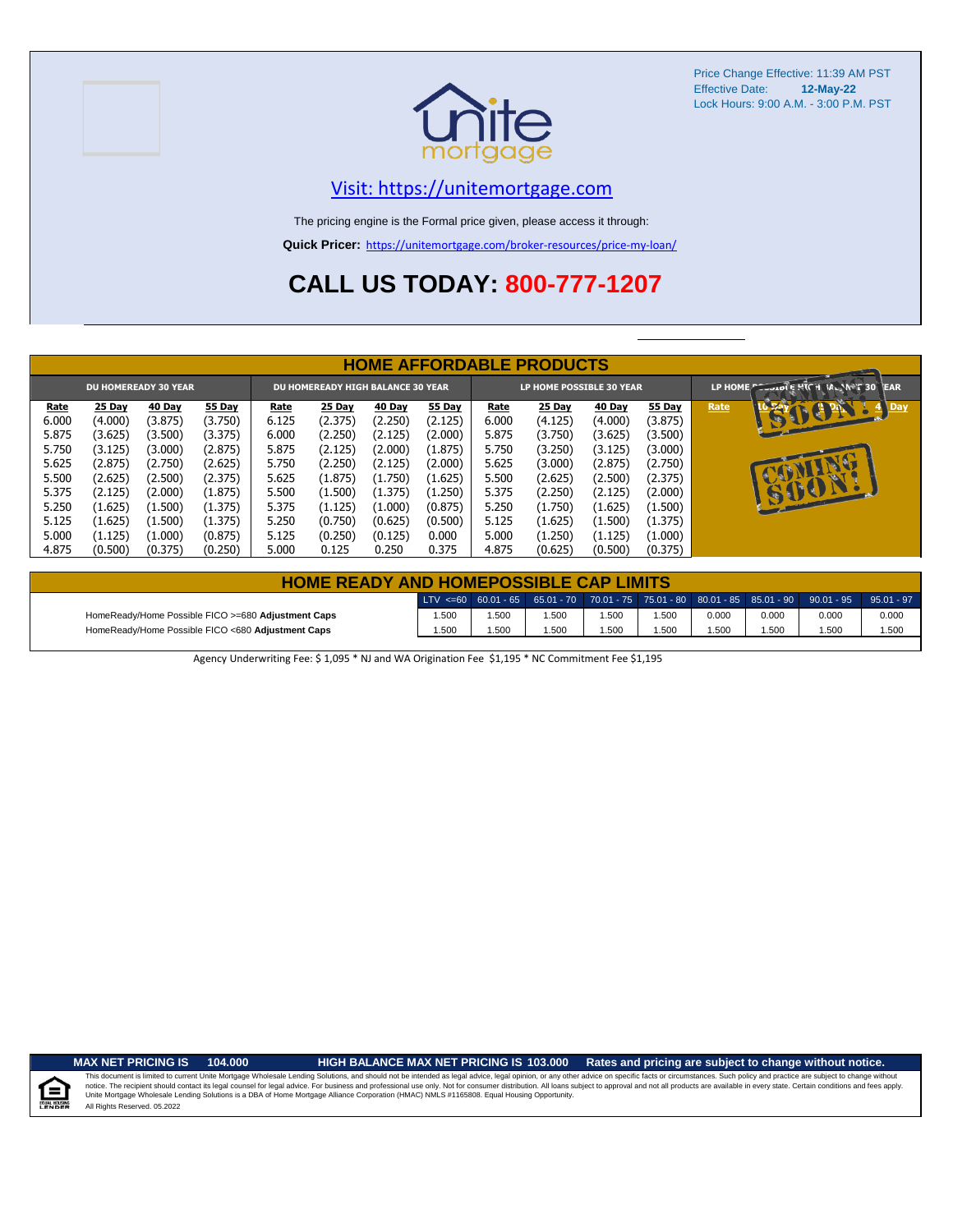Price Change Effective: 11:39 AM PST
Effective Date: **12-May-22**
Lock Hours: 9:00 A.M. - 3:00 P.M. PST

unite mortgage

Visit: https://unitemortgage.com

The pricing engine is the Formal price given, please access it through:

**Quick Pricer:** https://unitemortgage.com/broker-resources/price-my-loan/

# CALL US TODAY: 800-777-1207

## HOME AFFORDABLE PRODUCTS

| DU HOMEREADY 30 YEAR | | | | DU HOMEREADY HIGH BALANCE 30 YEAR | | | | LP HOME POSSIBLE 30 YEAR | | | | LP HOME POSSIBLE HIGH BALANCE 30 YEAR | | | |
|---|---|---|---|---|---|---|---|---|---|---|---|---|---|---|---|
| Rate | 25 Day | 40 Day | 55 Day | Rate | 25 Day | 40 Day | 55 Day | Rate | 25 Day | 40 Day | 55 Day | Rate | 10 Day | 25 Day | 40 Day |
| 6.000 | (4.000) | (3.875) | (3.750) | 6.125 | (2.375) | (2.250) | (2.125) | 6.000 | (4.125) | (4.000) | (3.875) | COMING SOON! | | | |
| 5.875 | (3.625) | (3.500) | (3.375) | 6.000 | (2.250) | (2.125) | (2.000) | 5.875 | (3.750) | (3.625) | (3.500) | | | | |
| 5.750 | (3.125) | (3.000) | (2.875) | 5.875 | (2.125) | (2.000) | (1.875) | 5.750 | (3.250) | (3.125) | (3.000) | | | | |
| 5.625 | (2.875) | (2.750) | (2.625) | 5.750 | (2.250) | (2.125) | (2.000) | 5.625 | (3.000) | (2.875) | (2.750) | | | | |
| 5.500 | (2.625) | (2.500) | (2.375) | 5.625 | (1.875) | (1.750) | (1.625) | 5.500 | (2.625) | (2.500) | (2.375) | COMING SOON! | | | |
| 5.375 | (2.125) | (2.000) | (1.875) | 5.500 | (1.500) | (1.375) | (1.250) | 5.375 | (2.250) | (2.125) | (2.000) | | | | |
| 5.250 | (1.625) | (1.500) | (1.375) | 5.375 | (1.125) | (1.000) | (0.875) | 5.250 | (1.750) | (1.625) | (1.500) | | | | |
| 5.125 | (1.625) | (1.500) | (1.375) | 5.250 | (0.750) | (0.625) | (0.500) | 5.125 | (1.625) | (1.500) | (1.375) | | | | |
| 5.000 | (1.125) | (1.000) | (0.875) | 5.125 | (0.250) | (0.125) | 0.000 | 5.000 | (1.250) | (1.125) | (1.000) | | | | |
| 4.875 | (0.500) | (0.375) | (0.250) | 5.000 | 0.125 | 0.250 | 0.375 | 4.875 | (0.625) | (0.500) | (0.375) | | | | |

## HOME READY AND HOMEPOSSIBLE CAP LIMITS

| | LTV <=60 | 60.01 - 65 | 65.01 - 70 | 70.01 - 75 | 75.01 - 80 | 80.01 - 85 | 85.01 - 90 | 90.01 - 95 | 95.01 - 97 |
|---|---|---|---|---|---|---|---|---|---|
| HomeReady/Home Possible FICO >=680 **Adjustment Caps** | 1.500 | 1.500 | 1.500 | 1.500 | 1.500 | 0.000 | 0.000 | 0.000 | 0.000 |
| HomeReady/Home Possible FICO <680 **Adjustment Caps** | 1.500 | 1.500 | 1.500 | 1.500 | 1.500 | 1.500 | 1.500 | 1.500 | 1.500 |

Agency Underwriting Fee: $ 1,095 * NJ and WA Origination Fee $1,195 * NC Commitment Fee $1,195

**MAX NET PRICING IS 104.000** **HIGH BALANCE MAX NET PRICING IS 103.000** **Rates and pricing are subject to change without notice.**

This document is limited to current Unite Mortgage Wholesale Lending Solutions, and should not be intended as legal advice, legal opinion, or any other advice on specific facts or circumstances. Such policy and practice are subject to change without notice. The recipient should contact its legal counsel for legal advice. For business and professional use only. Not for consumer distribution. All loans subject to approval and not all products are available in every state. Certain conditions and fees apply. Unite Mortgage Wholesale Lending Solutions is a DBA of Home Mortgage Alliance Corporation (HMAC) NMLS #1165808. Equal Housing Opportunity.
All Rights Reserved. 05.2022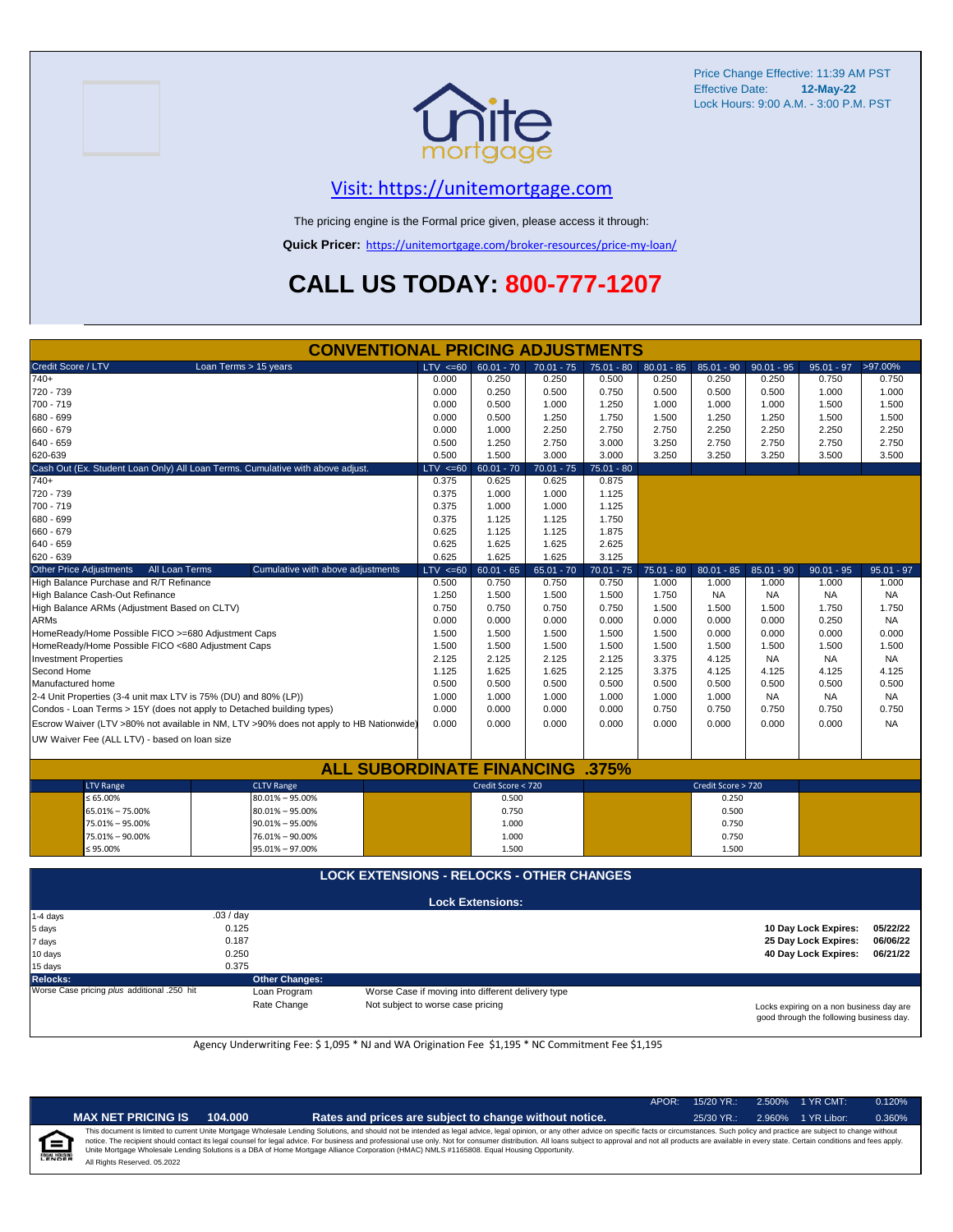Price Change Effective: 11:39 AM PST
Effective Date: **12-May-22**
Lock Hours: 9:00 A.M. - 3:00 P.M. PST

## Visit: https://unitemortgage.com

The pricing engine is the Formal price given, please access it through:

**Quick Pricer:** https://unitemortgage.com/broker-resources/price-my-loan/

# CALL US TODAY: 800-777-1207

## CONVENTIONAL PRICING ADJUSTMENTS

| Credit Score / LTV — Loan Terms > 15 years | LTV <=60 | 60.01 - 70 | 70.01 - 75 | 75.01 - 80 | 80.01 - 85 | 85.01 - 90 | 90.01 - 95 | 95.01 - 97 | >97.00% |
|---|---|---|---|---|---|---|---|---|---|
| 740+ | 0.000 | 0.250 | 0.250 | 0.500 | 0.250 | 0.250 | 0.250 | 0.750 | 0.750 |
| 720 - 739 | 0.000 | 0.250 | 0.500 | 0.750 | 0.500 | 0.500 | 0.500 | 1.000 | 1.000 |
| 700 - 719 | 0.000 | 0.500 | 1.000 | 1.250 | 1.000 | 1.000 | 1.000 | 1.500 | 1.500 |
| 680 - 699 | 0.000 | 0.500 | 1.250 | 1.750 | 1.500 | 1.250 | 1.250 | 1.500 | 1.500 |
| 660 - 679 | 0.000 | 1.000 | 2.250 | 2.750 | 2.750 | 2.250 | 2.250 | 2.250 | 2.250 |
| 640 - 659 | 0.500 | 1.250 | 2.750 | 3.000 | 3.250 | 2.750 | 2.750 | 2.750 | 2.750 |
| 620-639 | 0.500 | 1.500 | 3.000 | 3.000 | 3.250 | 3.250 | 3.250 | 3.500 | 3.500 |

| Cash Out (Ex. Student Loan Only) All Loan Terms. Cumulative with above adjust. | LTV <=60 | 60.01 - 70 | 70.01 - 75 | 75.01 - 80 |
|---|---|---|---|---|
| 740+ | 0.375 | 0.625 | 0.625 | 0.875 |
| 720 - 739 | 0.375 | 1.000 | 1.000 | 1.125 |
| 700 - 719 | 0.375 | 1.000 | 1.000 | 1.125 |
| 680 - 699 | 0.375 | 1.125 | 1.125 | 1.750 |
| 660 - 679 | 0.625 | 1.125 | 1.125 | 1.875 |
| 640 - 659 | 0.625 | 1.625 | 1.625 | 2.625 |
| 620 - 639 | 0.625 | 1.625 | 1.625 | 3.125 |

| Other Price Adjustments — All Loan Terms — Cumulative with above adjustments | LTV <=60 | 60.01 - 65 | 65.01 - 70 | 70.01 - 75 | 75.01 - 80 | 80.01 - 85 | 85.01 - 90 | 90.01 - 95 | 95.01 - 97 |
|---|---|---|---|---|---|---|---|---|---|
| High Balance Purchase and R/T Refinance | 0.500 | 0.750 | 0.750 | 0.750 | 1.000 | 1.000 | 1.000 | 1.000 | 1.000 |
| High Balance Cash-Out Refinance | 1.250 | 1.500 | 1.500 | 1.500 | 1.750 | NA | NA | NA | NA |
| High Balance ARMs (Adjustment Based on CLTV) | 0.750 | 0.750 | 0.750 | 0.750 | 1.500 | 1.500 | 1.500 | 1.750 | 1.750 |
| ARMs | 0.000 | 0.000 | 0.000 | 0.000 | 0.000 | 0.000 | 0.000 | 0.250 | NA |
| HomeReady/Home Possible FICO >=680 Adjustment Caps | 1.500 | 1.500 | 1.500 | 1.500 | 1.500 | 0.000 | 0.000 | 0.000 | 0.000 |
| HomeReady/Home Possible FICO <680 Adjustment Caps | 1.500 | 1.500 | 1.500 | 1.500 | 1.500 | 1.500 | 1.500 | 1.500 | 1.500 |
| Investment Properties | 2.125 | 2.125 | 2.125 | 2.125 | 3.375 | 4.125 | NA | NA | NA |
| Second Home | 1.125 | 1.625 | 1.625 | 2.125 | 3.375 | 4.125 | 4.125 | 4.125 | 4.125 |
| Manufactured home | 0.500 | 0.500 | 0.500 | 0.500 | 0.500 | 0.500 | 0.500 | 0.500 | 0.500 |
| 2-4 Unit Properties (3-4 unit max LTV is 75% (DU) and 80% (LP)) | 1.000 | 1.000 | 1.000 | 1.000 | 1.000 | 1.000 | NA | NA | NA |
| Condos - Loan Terms > 15Y (does not apply to Detached building types) | 0.000 | 0.000 | 0.000 | 0.000 | 0.750 | 0.750 | 0.750 | 0.750 | 0.750 |
| Escrow Waiver (LTV >80% not available in NM, LTV >90% does not apply to HB Nationwide) | 0.000 | 0.000 | 0.000 | 0.000 | 0.000 | 0.000 | 0.000 | 0.000 | NA |
| UW Waiver Fee (ALL LTV) - based on loan size | | | | | | | | | |

## ALL SUBORDINATE FINANCING .375%

| LTV Range | CLTV Range | Credit Score < 720 | Credit Score > 720 |
|---|---|---|---|
| ≤ 65.00% | 80.01% – 95.00% | 0.500 | 0.250 |
| 65.01% – 75.00% | 80.01% – 95.00% | 0.750 | 0.500 |
| 75.01% – 95.00% | 90.01% – 95.00% | 1.000 | 0.750 |
| 75.01% – 90.00% | 76.01% – 90.00% | 1.000 | 0.750 |
| ≤ 95.00% | 95.01% – 97.00% | 1.500 | 1.500 |

## LOCK EXTENSIONS - RELOCKS - OTHER CHANGES

### Lock Extensions:

| | |
|---|---|
| 1-4 days | .03 / day |
| 5 days | 0.125 |
| 7 days | 0.187 |
| 10 days | 0.250 |
| 15 days | 0.375 |

| | |
|---|---|
| **10 Day Lock Expires:** | 05/22/22 |
| **25 Day Lock Expires:** | 06/06/22 |
| **40 Day Lock Expires:** | 06/21/22 |

| Relocks: | Other Changes: | |
|---|---|---|
| Worse Case pricing *plus* additional .250 hit | Loan Program | Worse Case if moving into different delivery type |
| | Rate Change | Not subject to worse case pricing |

Locks expiring on a non business day are good through the following business day.

Agency Underwriting Fee: $ 1,095 * NJ and WA Origination Fee $1,195 * NC Commitment Fee $1,195

| APOR: | 15/20 YR.: | 2.500% | 1 YR CMT: | 0.120% |
|---|---|---|---|---|
| | 25/30 YR.: | 2.960% | 1 YR Libor: | 0.360% |

**MAX NET PRICING IS 104.000** — **Rates and prices are subject to change without notice.**

This document is limited to current Unite Mortgage Wholesale Lending Solutions, and should not be intended as legal advice, legal opinion, or any other advice on specific facts or circumstances. Such policy and practice are subject to change without notice. The recipient should contact its legal counsel for legal advice. For business and professional use only. Not for consumer distribution. All loans subject to approval and not all products are available in every state. Certain conditions and fees apply. Unite Mortgage Wholesale Lending Solutions is a DBA of Home Mortgage Alliance Corporation (HMAC) NMLS #1165808. Equal Housing Opportunity.

All Rights Reserved. 05.2022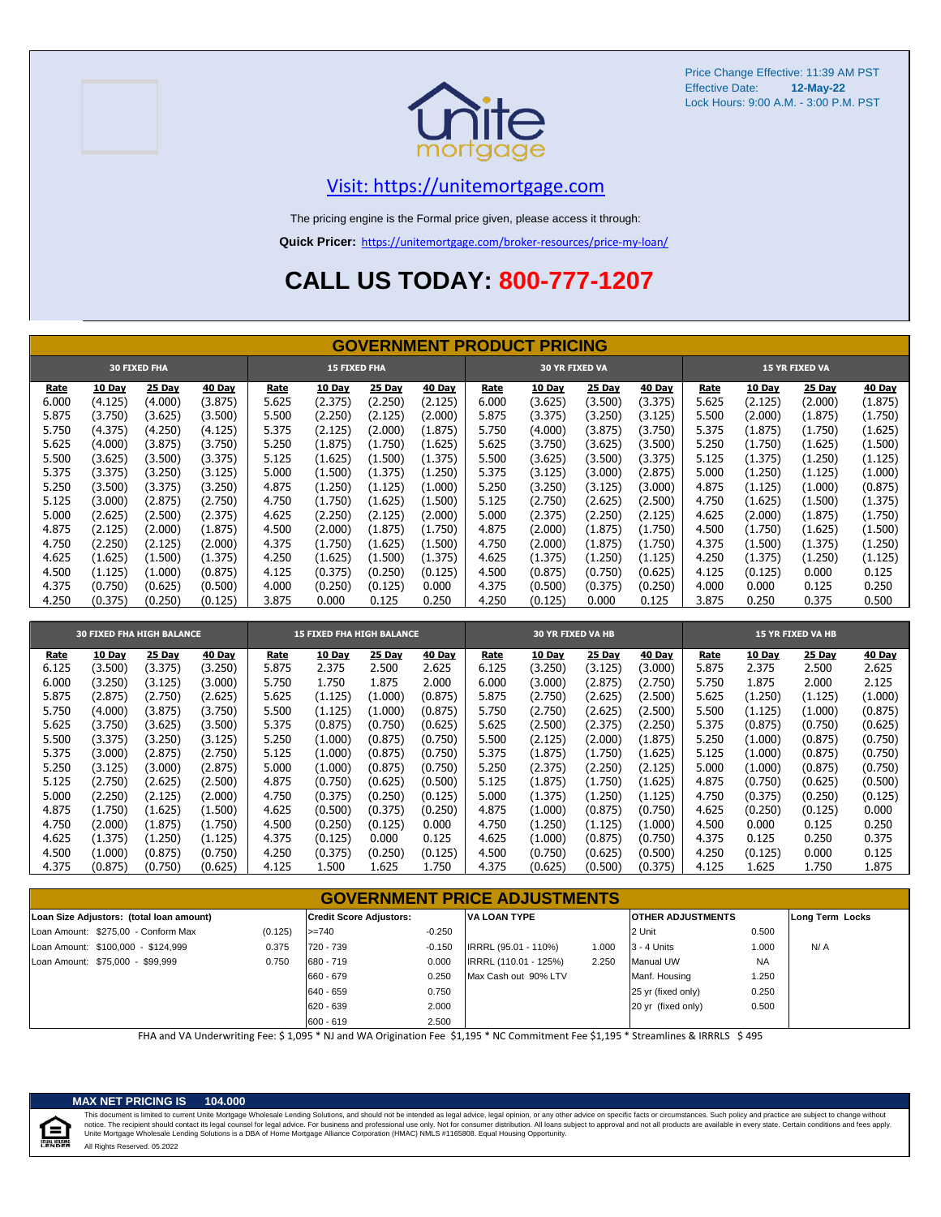Price Change Effective: 11:39 AM PST
Effective Date: **12-May-22**
Lock Hours: 9:00 A.M. - 3:00 P.M. PST

unite mortgage

Visit: https://unitemortgage.com

The pricing engine is the Formal price given, please access it through:

**Quick Pricer:** https://unitemortgage.com/broker-resources/price-my-loan/

# CALL US TODAY: 800-777-1207

## GOVERNMENT PRODUCT PRICING

| 30 FIXED FHA | | | | 15 FIXED FHA | | | | 30 YR FIXED VA | | | | 15 YR FIXED VA | | | |
|---|---|---|---|---|---|---|---|---|---|---|---|---|---|---|---|
| Rate | 10 Day | 25 Day | 40 Day | Rate | 10 Day | 25 Day | 40 Day | Rate | 10 Day | 25 Day | 40 Day | Rate | 10 Day | 25 Day | 40 Day |
| 6.000 | (4.125) | (4.000) | (3.875) | 5.625 | (2.375) | (2.250) | (2.125) | 6.000 | (3.625) | (3.500) | (3.375) | 5.625 | (2.125) | (2.000) | (1.875) |
| 5.875 | (3.750) | (3.625) | (3.500) | 5.500 | (2.250) | (2.125) | (2.000) | 5.875 | (3.375) | (3.250) | (3.125) | 5.500 | (2.000) | (1.875) | (1.750) |
| 5.750 | (4.375) | (4.250) | (4.125) | 5.375 | (2.125) | (2.000) | (1.875) | 5.750 | (4.000) | (3.875) | (3.750) | 5.375 | (1.875) | (1.750) | (1.625) |
| 5.625 | (4.000) | (3.875) | (3.750) | 5.250 | (1.875) | (1.750) | (1.625) | 5.625 | (3.750) | (3.625) | (3.500) | 5.250 | (1.750) | (1.625) | (1.500) |
| 5.500 | (3.625) | (3.500) | (3.375) | 5.125 | (1.625) | (1.500) | (1.375) | 5.500 | (3.625) | (3.500) | (3.375) | 5.125 | (1.375) | (1.250) | (1.125) |
| 5.375 | (3.375) | (3.250) | (3.125) | 5.000 | (1.500) | (1.375) | (1.250) | 5.375 | (3.125) | (3.000) | (2.875) | 5.000 | (1.250) | (1.125) | (1.000) |
| 5.250 | (3.500) | (3.375) | (3.250) | 4.875 | (1.250) | (1.125) | (1.000) | 5.250 | (3.250) | (3.125) | (3.000) | 4.875 | (1.125) | (1.000) | (0.875) |
| 5.125 | (3.000) | (2.875) | (2.750) | 4.750 | (1.750) | (1.625) | (1.500) | 5.125 | (2.750) | (2.625) | (2.500) | 4.750 | (1.625) | (1.500) | (1.375) |
| 5.000 | (2.625) | (2.500) | (2.375) | 4.625 | (2.250) | (2.125) | (2.000) | 5.000 | (2.375) | (2.250) | (2.125) | 4.625 | (2.000) | (1.875) | (1.750) |
| 4.875 | (2.125) | (2.000) | (1.875) | 4.500 | (2.000) | (1.875) | (1.750) | 4.875 | (2.000) | (1.875) | (1.750) | 4.500 | (1.750) | (1.625) | (1.500) |
| 4.750 | (2.250) | (2.125) | (2.000) | 4.375 | (1.750) | (1.625) | (1.500) | 4.750 | (2.000) | (1.875) | (1.750) | 4.375 | (1.500) | (1.375) | (1.250) |
| 4.625 | (1.625) | (1.500) | (1.375) | 4.250 | (1.625) | (1.500) | (1.375) | 4.625 | (1.375) | (1.250) | (1.125) | 4.250 | (1.375) | (1.250) | (1.125) |
| 4.500 | (1.125) | (1.000) | (0.875) | 4.125 | (0.375) | (0.250) | (0.125) | 4.500 | (0.875) | (0.750) | (0.625) | 4.125 | (0.125) | 0.000 | 0.125 |
| 4.375 | (0.750) | (0.625) | (0.500) | 4.000 | (0.250) | (0.125) | 0.000 | 4.375 | (0.500) | (0.375) | (0.250) | 4.000 | 0.000 | 0.125 | 0.250 |
| 4.250 | (0.375) | (0.250) | (0.125) | 3.875 | 0.000 | 0.125 | 0.250 | 4.250 | (0.125) | 0.000 | 0.125 | 3.875 | 0.250 | 0.375 | 0.500 |

| 30 FIXED FHA HIGH BALANCE | | | | 15 FIXED FHA HIGH BALANCE | | | | 30 YR FIXED VA HB | | | | 15 YR FIXED VA HB | | | |
|---|---|---|---|---|---|---|---|---|---|---|---|---|---|---|---|
| Rate | 10 Day | 25 Day | 40 Day | Rate | 10 Day | 25 Day | 40 Day | Rate | 10 Day | 25 Day | 40 Day | Rate | 10 Day | 25 Day | 40 Day |
| 6.125 | (3.500) | (3.375) | (3.250) | 5.875 | 2.375 | 2.500 | 2.625 | 6.125 | (3.250) | (3.125) | (3.000) | 5.875 | 2.375 | 2.500 | 2.625 |
| 6.000 | (3.250) | (3.125) | (3.000) | 5.750 | 1.750 | 1.875 | 2.000 | 6.000 | (3.000) | (2.875) | (2.750) | 5.750 | 1.875 | 2.000 | 2.125 |
| 5.875 | (2.875) | (2.750) | (2.625) | 5.625 | (1.125) | (1.000) | (0.875) | 5.875 | (2.750) | (2.625) | (2.500) | 5.625 | (1.250) | (1.125) | (1.000) |
| 5.750 | (4.000) | (3.875) | (3.750) | 5.500 | (1.125) | (1.000) | (0.875) | 5.750 | (2.750) | (2.625) | (2.500) | 5.500 | (1.125) | (1.000) | (0.875) |
| 5.625 | (3.750) | (3.625) | (3.500) | 5.375 | (0.875) | (0.750) | (0.625) | 5.625 | (2.500) | (2.375) | (2.250) | 5.375 | (0.875) | (0.750) | (0.625) |
| 5.500 | (3.375) | (3.250) | (3.125) | 5.250 | (1.000) | (0.875) | (0.750) | 5.500 | (2.125) | (2.000) | (1.875) | 5.250 | (1.000) | (0.875) | (0.750) |
| 5.375 | (3.000) | (2.875) | (2.750) | 5.125 | (1.000) | (0.875) | (0.750) | 5.375 | (1.875) | (1.750) | (1.625) | 5.125 | (1.000) | (0.875) | (0.750) |
| 5.250 | (3.125) | (3.000) | (2.875) | 5.000 | (1.000) | (0.875) | (0.750) | 5.250 | (2.375) | (2.250) | (2.125) | 5.000 | (1.000) | (0.875) | (0.750) |
| 5.125 | (2.750) | (2.625) | (2.500) | 4.875 | (0.750) | (0.625) | (0.500) | 5.125 | (1.875) | (1.750) | (1.625) | 4.875 | (0.750) | (0.625) | (0.500) |
| 5.000 | (2.250) | (2.125) | (2.000) | 4.750 | (0.375) | (0.250) | (0.125) | 5.000 | (1.375) | (1.250) | (1.125) | 4.750 | (0.375) | (0.250) | (0.125) |
| 4.875 | (1.750) | (1.625) | (1.500) | 4.625 | (0.500) | (0.375) | (0.250) | 4.875 | (1.000) | (0.875) | (0.750) | 4.625 | (0.250) | (0.125) | 0.000 |
| 4.750 | (2.000) | (1.875) | (1.750) | 4.500 | (0.250) | (0.125) | 0.000 | 4.750 | (1.250) | (1.125) | (1.000) | 4.500 | 0.000 | 0.125 | 0.250 |
| 4.625 | (1.375) | (1.250) | (1.125) | 4.375 | (0.125) | 0.000 | 0.125 | 4.625 | (1.000) | (0.875) | (0.750) | 4.375 | 0.125 | 0.250 | 0.375 |
| 4.500 | (1.000) | (0.875) | (0.750) | 4.250 | (0.375) | (0.250) | (0.125) | 4.500 | (0.750) | (0.625) | (0.500) | 4.250 | (0.125) | 0.000 | 0.125 |
| 4.375 | (0.875) | (0.750) | (0.625) | 4.125 | 1.500 | 1.625 | 1.750 | 4.375 | (0.625) | (0.500) | (0.375) | 4.125 | 1.625 | 1.750 | 1.875 |

## GOVERNMENT PRICE ADJUSTMENTS

| Loan Size Adjustors: (total loan amount) | | Credit Score Adjustors: | | VA LOAN TYPE | | OTHER ADJUSTMENTS | | Long Term Locks |
|---|---|---|---|---|---|---|---|---|
| Loan Amount: $275,00 - Conform Max | (0.125) | >=740 | -0.250 | | | 2 Unit | 0.500 | |
| Loan Amount: $100,000 - $124,999 | 0.375 | 720 - 739 | -0.150 | IRRRL (95.01 - 110%) | 1.000 | 3 - 4 Units | 1.000 | N/ A |
| Loan Amount: $75,000 - $99,999 | 0.750 | 680 - 719 | 0.000 | IRRRL (110.01 - 125%) | 2.250 | Manual UW | NA | |
| | | 660 - 679 | 0.250 | Max Cash out 90% LTV | | Manf. Housing | 1.250 | |
| | | 640 - 659 | 0.750 | | | 25 yr (fixed only) | 0.250 | |
| | | 620 - 639 | 2.000 | | | 20 yr (fixed only) | 0.500 | |
| | | 600 - 619 | 2.500 | | | | | |

FHA and VA Underwriting Fee: $ 1,095 * NJ and WA Origination Fee $1,195 * NC Commitment Fee $1,195 * Streamlines & IRRRLS $ 495

**MAX NET PRICING IS 104.000**

This document is limited to current Unite Mortgage Wholesale Lending Solutions, and should not be intended as legal advice, legal opinion, or any other advice on specific facts or circumstances. Such policy and practice are subject to change without notice. The recipient should contact its legal counsel for legal advice. For business and professional use only. Not for consumer distribution. All loans subject to approval and not all products are available in every state. Certain conditions and fees apply. Unite Mortgage Wholesale Lending Solutions is a DBA of Home Mortgage Alliance Corporation (HMAC) NMLS #1165808. Equal Housing Opportunity.

All Rights Reserved. 05.2022